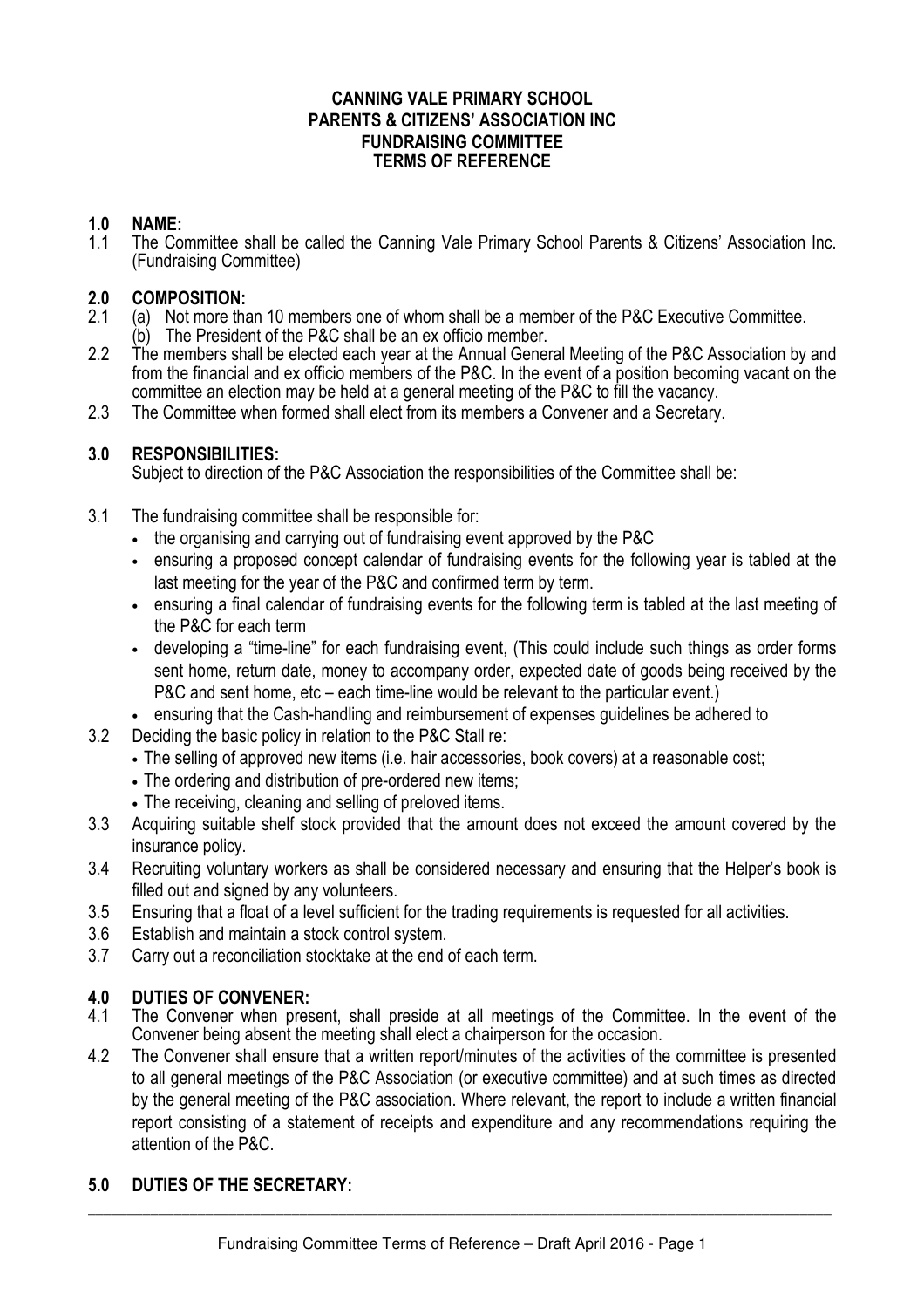**CANNING VALE PRIMARY SCHOOL**
**PARENTS & CITIZENS' ASSOCIATION INC**
**FUNDRAISING COMMITTEE**
**TERMS OF REFERENCE**

## 1.0 NAME:

1.1 The Committee shall be called the Canning Vale Primary School Parents & Citizens' Association Inc. (Fundraising Committee)

## 2.0 COMPOSITION:

2.1 (a) Not more than 10 members one of whom shall be a member of the P&C Executive Committee.
(b) The President of the P&C shall be an ex officio member.

2.2 The members shall be elected each year at the Annual General Meeting of the P&C Association by and from the financial and ex officio members of the P&C. In the event of a position becoming vacant on the committee an election may be held at a general meeting of the P&C to fill the vacancy.

2.3 The Committee when formed shall elect from its members a Convener and a Secretary.

## 3.0 RESPONSIBILITIES:

Subject to direction of the P&C Association the responsibilities of the Committee shall be:

3.1 The fundraising committee shall be responsible for:

- the organising and carrying out of fundraising event approved by the P&C
- ensuring a proposed concept calendar of fundraising events for the following year is tabled at the last meeting for the year of the P&C and confirmed term by term.
- ensuring a final calendar of fundraising events for the following term is tabled at the last meeting of the P&C for each term
- developing a "time-line" for each fundraising event, (This could include such things as order forms sent home, return date, money to accompany order, expected date of goods being received by the P&C and sent home, etc – each time-line would be relevant to the particular event.)
- ensuring that the Cash-handling and reimbursement of expenses guidelines be adhered to

3.2 Deciding the basic policy in relation to the P&C Stall re:

- The selling of approved new items (i.e. hair accessories, book covers) at a reasonable cost;
- The ordering and distribution of pre-ordered new items;
- The receiving, cleaning and selling of preloved items.

3.3 Acquiring suitable shelf stock provided that the amount does not exceed the amount covered by the insurance policy.

3.4 Recruiting voluntary workers as shall be considered necessary and ensuring that the Helper's book is filled out and signed by any volunteers.

3.5 Ensuring that a float of a level sufficient for the trading requirements is requested for all activities.

3.6 Establish and maintain a stock control system.

3.7 Carry out a reconciliation stocktake at the end of each term.

## 4.0 DUTIES OF CONVENER:

4.1 The Convener when present, shall preside at all meetings of the Committee. In the event of the Convener being absent the meeting shall elect a chairperson for the occasion.

4.2 The Convener shall ensure that a written report/minutes of the activities of the committee is presented to all general meetings of the P&C Association (or executive committee) and at such times as directed by the general meeting of the P&C association. Where relevant, the report to include a written financial report consisting of a statement of receipts and expenditure and any recommendations requiring the attention of the P&C.

## 5.0 DUTIES OF THE SECRETARY: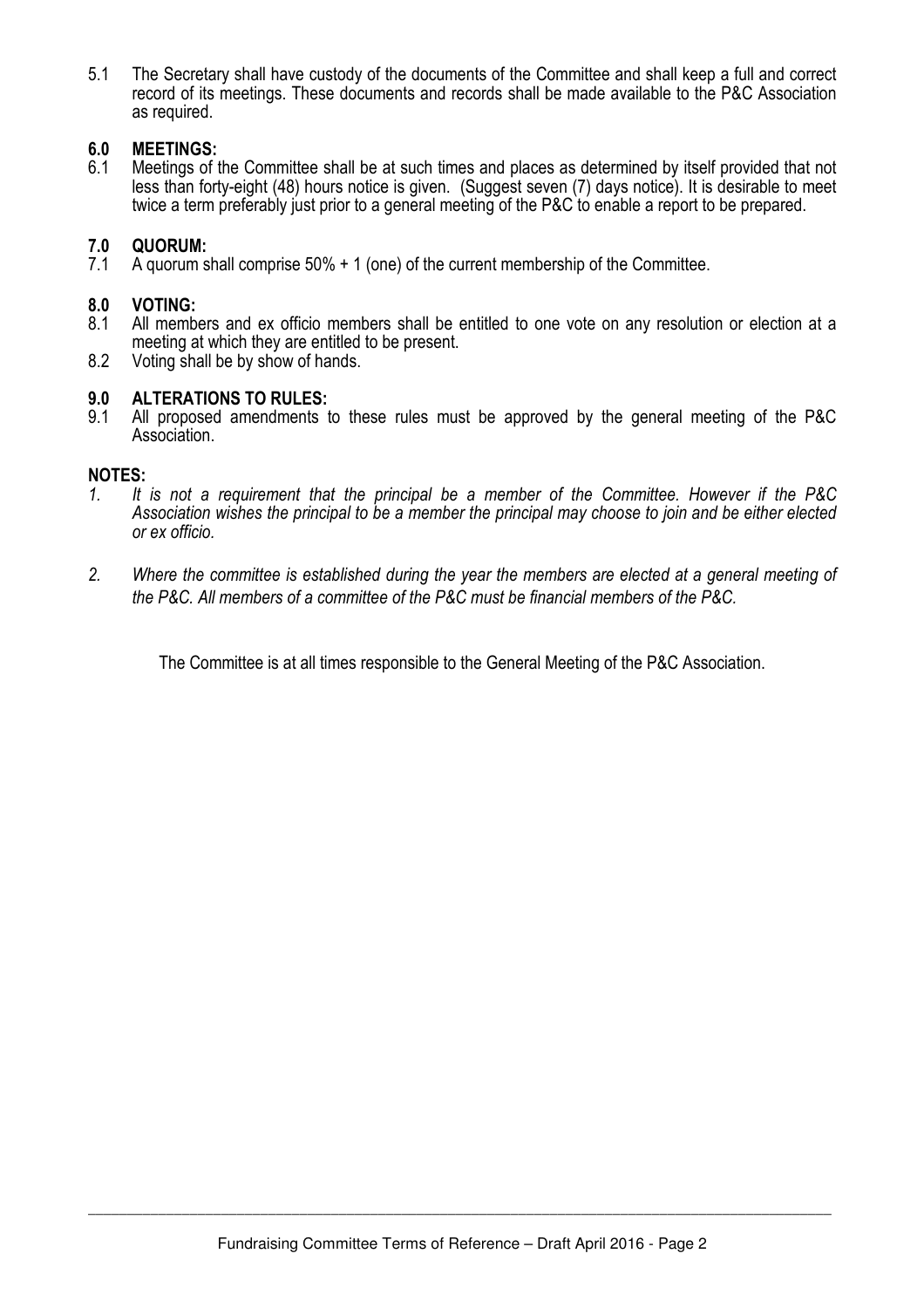5.1 The Secretary shall have custody of the documents of the Committee and shall keep a full and correct record of its meetings. These documents and records shall be made available to the P&C Association as required.

## 6.0 MEETINGS:

6.1 Meetings of the Committee shall be at such times and places as determined by itself provided that not less than forty-eight (48) hours notice is given. (Suggest seven (7) days notice). It is desirable to meet twice a term preferably just prior to a general meeting of the P&C to enable a report to be prepared.

## 7.0 QUORUM:

7.1 A quorum shall comprise 50% + 1 (one) of the current membership of the Committee.

## 8.0 VOTING:

8.1 All members and ex officio members shall be entitled to one vote on any resolution or election at a meeting at which they are entitled to be present.

8.2 Voting shall be by show of hands.

## 9.0 ALTERATIONS TO RULES:

9.1 All proposed amendments to these rules must be approved by the general meeting of the P&C Association.

## NOTES:

1. *It is not a requirement that the principal be a member of the Committee. However if the P&C Association wishes the principal to be a member the principal may choose to join and be either elected or ex officio.*

2. *Where the committee is established during the year the members are elected at a general meeting of the P&C. All members of a committee of the P&C must be financial members of the P&C.*

The Committee is at all times responsible to the General Meeting of the P&C Association.